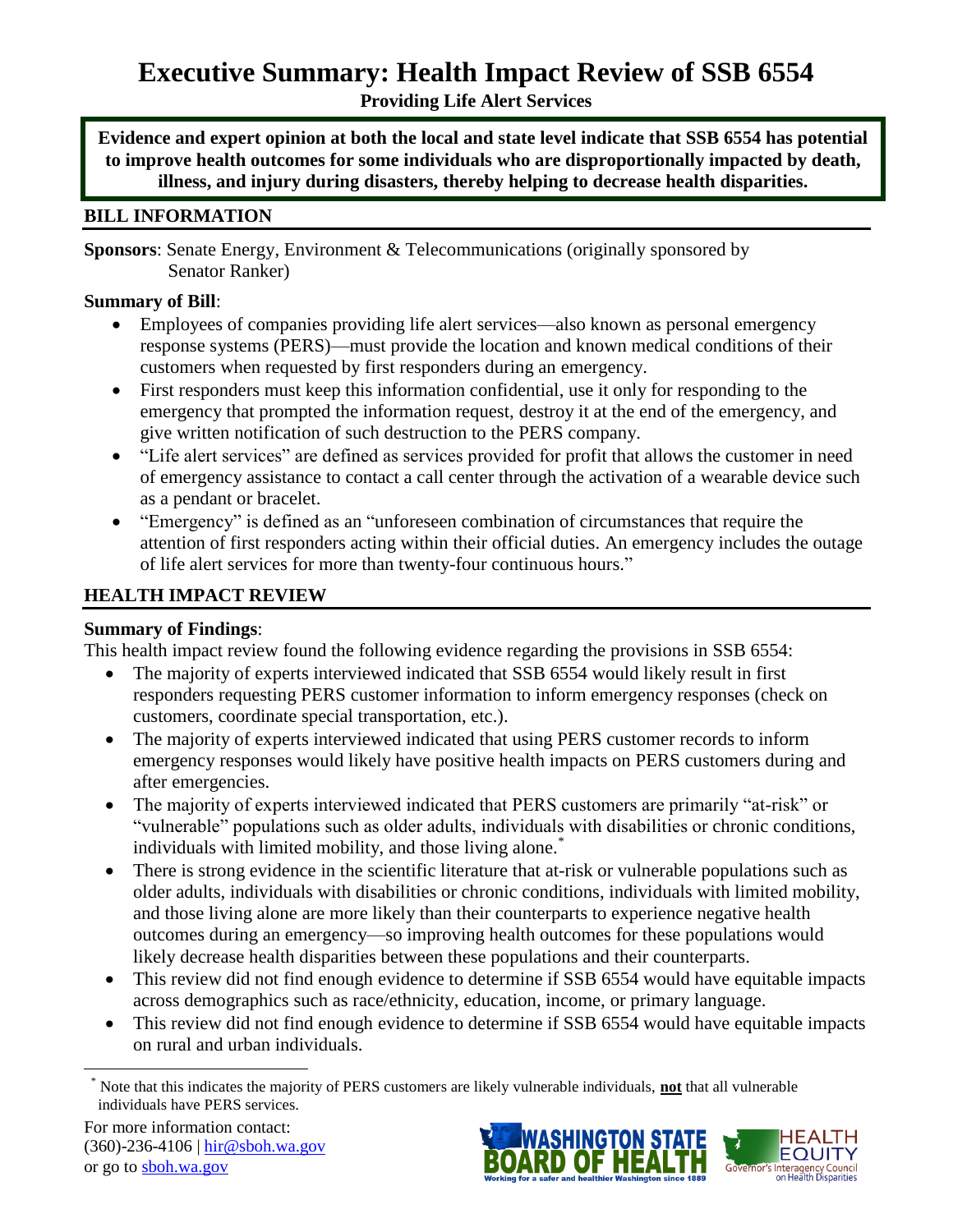# Executive Summary: Health Impact Review of SSB 6554

**Providing Life Alert Services**

**Evidence and expert opinion at both the local and state level indicate that SSB 6554 has potential to improve health outcomes for some individuals who are disproportionally impacted by death, illness, and injury during disasters, thereby helping to decrease health disparities.**

## BILL INFORMATION

**Sponsors**: Senate Energy, Environment & Telecommunications (originally sponsored by Senator Ranker)

**Summary of Bill**:

- Employees of companies providing life alert services—also known as personal emergency response systems (PERS)—must provide the location and known medical conditions of their customers when requested by first responders during an emergency.
- First responders must keep this information confidential, use it only for responding to the emergency that prompted the information request, destroy it at the end of the emergency, and give written notification of such destruction to the PERS company.
- "Life alert services" are defined as services provided for profit that allows the customer in need of emergency assistance to contact a call center through the activation of a wearable device such as a pendant or bracelet.
- "Emergency" is defined as an "unforeseen combination of circumstances that require the attention of first responders acting within their official duties. An emergency includes the outage of life alert services for more than twenty-four continuous hours."

## HEALTH IMPACT REVIEW

**Summary of Findings**:

This health impact review found the following evidence regarding the provisions in SSB 6554:

- The majority of experts interviewed indicated that SSB 6554 would likely result in first responders requesting PERS customer information to inform emergency responses (check on customers, coordinate special transportation, etc.).
- The majority of experts interviewed indicated that using PERS customer records to inform emergency responses would likely have positive health impacts on PERS customers during and after emergencies.
- The majority of experts interviewed indicated that PERS customers are primarily "at-risk" or "vulnerable" populations such as older adults, individuals with disabilities or chronic conditions, individuals with limited mobility, and those living alone.[*]
- There is strong evidence in the scientific literature that at-risk or vulnerable populations such as older adults, individuals with disabilities or chronic conditions, individuals with limited mobility, and those living alone are more likely than their counterparts to experience negative health outcomes during an emergency—so improving health outcomes for these populations would likely decrease health disparities between these populations and their counterparts.
- This review did not find enough evidence to determine if SSB 6554 would have equitable impacts across demographics such as race/ethnicity, education, income, or primary language.
- This review did not find enough evidence to determine if SSB 6554 would have equitable impacts on rural and urban individuals.

[*] Note that this indicates the majority of PERS customers are likely vulnerable individuals, **not** that all vulnerable individuals have PERS services.

For more information contact:
(360)-236-4106 | hir@sboh.wa.gov
or go to sboh.wa.gov

WASHINGTON STATE BOARD OF HEALTH — Working for a safer and healthier Washington since 1889

HEALTH EQUITY — Governor's Interagency Council on Health Disparities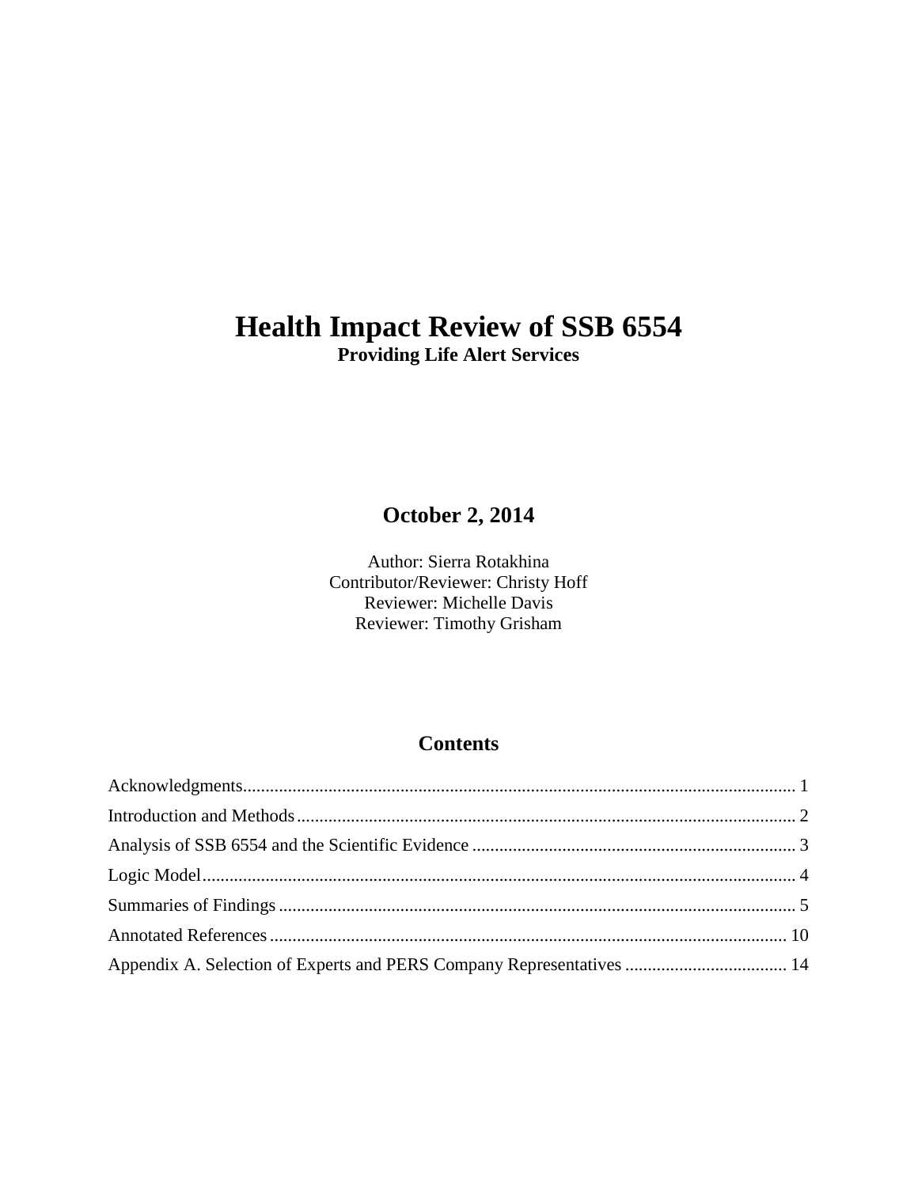# Health Impact Review of SSB 6554

**Providing Life Alert Services**

**October 2, 2014**

Author: Sierra Rotakhina
Contributor/Reviewer: Christy Hoff
Reviewer: Michelle Davis
Reviewer: Timothy Grisham

## Contents

Acknowledgments........................................................................................................................ 1
Introduction and Methods............................................................................................................ 2
Analysis of SSB 6554 and the Scientific Evidence ...................................................................... 3
Logic Model.................................................................................................................................. 4
Summaries of Findings ................................................................................................................. 5
Annotated References ................................................................................................................. 10
Appendix A. Selection of Experts and PERS Company Representatives ................................... 14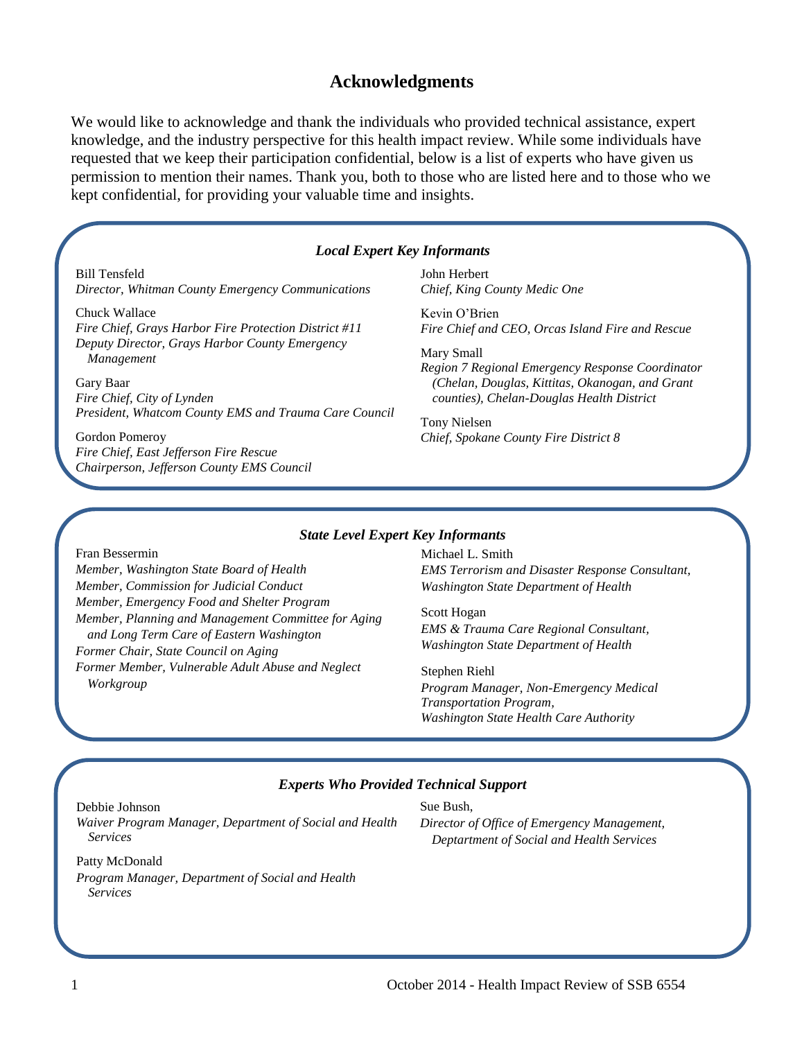# Acknowledgments

We would like to acknowledge and thank the individuals who provided technical assistance, expert knowledge, and the industry perspective for this health impact review. While some individuals have requested that we keep their participation confidential, below is a list of experts who have given us permission to mention their names. Thank you, both to those who are listed here and to those who we kept confidential, for providing your valuable time and insights.

### *Local Expert Key Informants*

Bill Tensfeld
*Director, Whitman County Emergency Communications*

Chuck Wallace
*Fire Chief, Grays Harbor Fire Protection District #11*
*Deputy Director, Grays Harbor County Emergency Management*

Gary Baar
*Fire Chief, City of Lynden*
*President, Whatcom County EMS and Trauma Care Council*

Gordon Pomeroy
*Fire Chief, East Jefferson Fire Rescue*
*Chairperson, Jefferson County EMS Council*

John Herbert
*Chief, King County Medic One*

Kevin O'Brien
*Fire Chief and CEO, Orcas Island Fire and Rescue*

Mary Small
*Region 7 Regional Emergency Response Coordinator (Chelan, Douglas, Kittitas, Okanogan, and Grant counties), Chelan-Douglas Health District*

Tony Nielsen
*Chief, Spokane County Fire District 8*

### *State Level Expert Key Informants*

Fran Bessermin
*Member, Washington State Board of Health*
*Member, Commission for Judicial Conduct*
*Member, Emergency Food and Shelter Program*
*Member, Planning and Management Committee for Aging and Long Term Care of Eastern Washington*
*Former Chair, State Council on Aging*
*Former Member, Vulnerable Adult Abuse and Neglect Workgroup*

Michael L. Smith
*EMS Terrorism and Disaster Response Consultant, Washington State Department of Health*

Scott Hogan
*EMS & Trauma Care Regional Consultant, Washington State Department of Health*

Stephen Riehl
*Program Manager, Non-Emergency Medical Transportation Program, Washington State Health Care Authority*

### *Experts Who Provided Technical Support*

Debbie Johnson
*Waiver Program Manager, Department of Social and Health Services*

Patty McDonald
*Program Manager, Department of Social and Health Services*

Sue Bush,
*Director of Office of Emergency Management, Deptartment of Social and Health Services*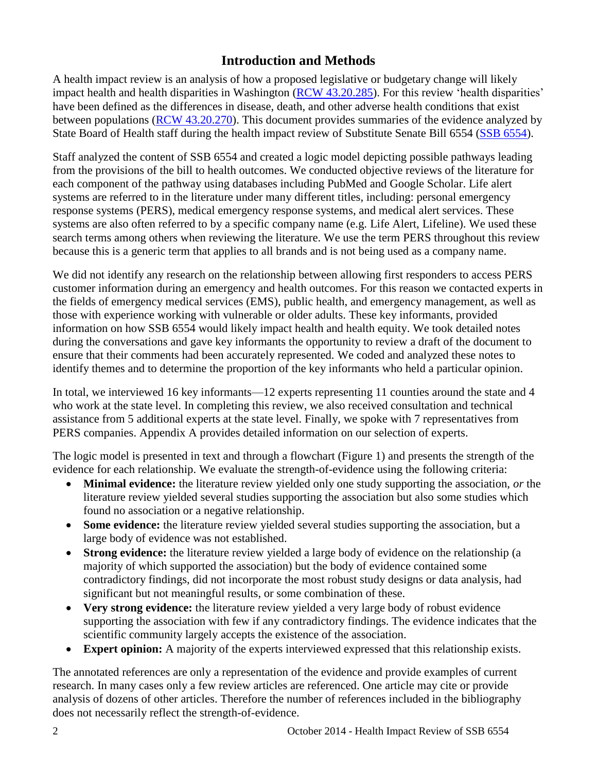## Introduction and Methods

A health impact review is an analysis of how a proposed legislative or budgetary change will likely impact health and health disparities in Washington (RCW 43.20.285). For this review 'health disparities' have been defined as the differences in disease, death, and other adverse health conditions that exist between populations (RCW 43.20.270). This document provides summaries of the evidence analyzed by State Board of Health staff during the health impact review of Substitute Senate Bill 6554 (SSB 6554).

Staff analyzed the content of SSB 6554 and created a logic model depicting possible pathways leading from the provisions of the bill to health outcomes. We conducted objective reviews of the literature for each component of the pathway using databases including PubMed and Google Scholar. Life alert systems are referred to in the literature under many different titles, including: personal emergency response systems (PERS), medical emergency response systems, and medical alert services. These systems are also often referred to by a specific company name (e.g. Life Alert, Lifeline). We used these search terms among others when reviewing the literature. We use the term PERS throughout this review because this is a generic term that applies to all brands and is not being used as a company name.

We did not identify any research on the relationship between allowing first responders to access PERS customer information during an emergency and health outcomes. For this reason we contacted experts in the fields of emergency medical services (EMS), public health, and emergency management, as well as those with experience working with vulnerable or older adults. These key informants, provided information on how SSB 6554 would likely impact health and health equity. We took detailed notes during the conversations and gave key informants the opportunity to review a draft of the document to ensure that their comments had been accurately represented. We coded and analyzed these notes to identify themes and to determine the proportion of the key informants who held a particular opinion.

In total, we interviewed 16 key informants—12 experts representing 11 counties around the state and 4 who work at the state level. In completing this review, we also received consultation and technical assistance from 5 additional experts at the state level. Finally, we spoke with 7 representatives from PERS companies. Appendix A provides detailed information on our selection of experts.

The logic model is presented in text and through a flowchart (Figure 1) and presents the strength of the evidence for each relationship. We evaluate the strength-of-evidence using the following criteria:

- **Minimal evidence:** the literature review yielded only one study supporting the association, *or* the literature review yielded several studies supporting the association but also some studies which found no association or a negative relationship.
- **Some evidence:** the literature review yielded several studies supporting the association, but a large body of evidence was not established.
- **Strong evidence:** the literature review yielded a large body of evidence on the relationship (a majority of which supported the association) but the body of evidence contained some contradictory findings, did not incorporate the most robust study designs or data analysis, had significant but not meaningful results, or some combination of these.
- **Very strong evidence:** the literature review yielded a very large body of robust evidence supporting the association with few if any contradictory findings. The evidence indicates that the scientific community largely accepts the existence of the association.
- **Expert opinion:** A majority of the experts interviewed expressed that this relationship exists.

The annotated references are only a representation of the evidence and provide examples of current research. In many cases only a few review articles are referenced. One article may cite or provide analysis of dozens of other articles. Therefore the number of references included in the bibliography does not necessarily reflect the strength-of-evidence.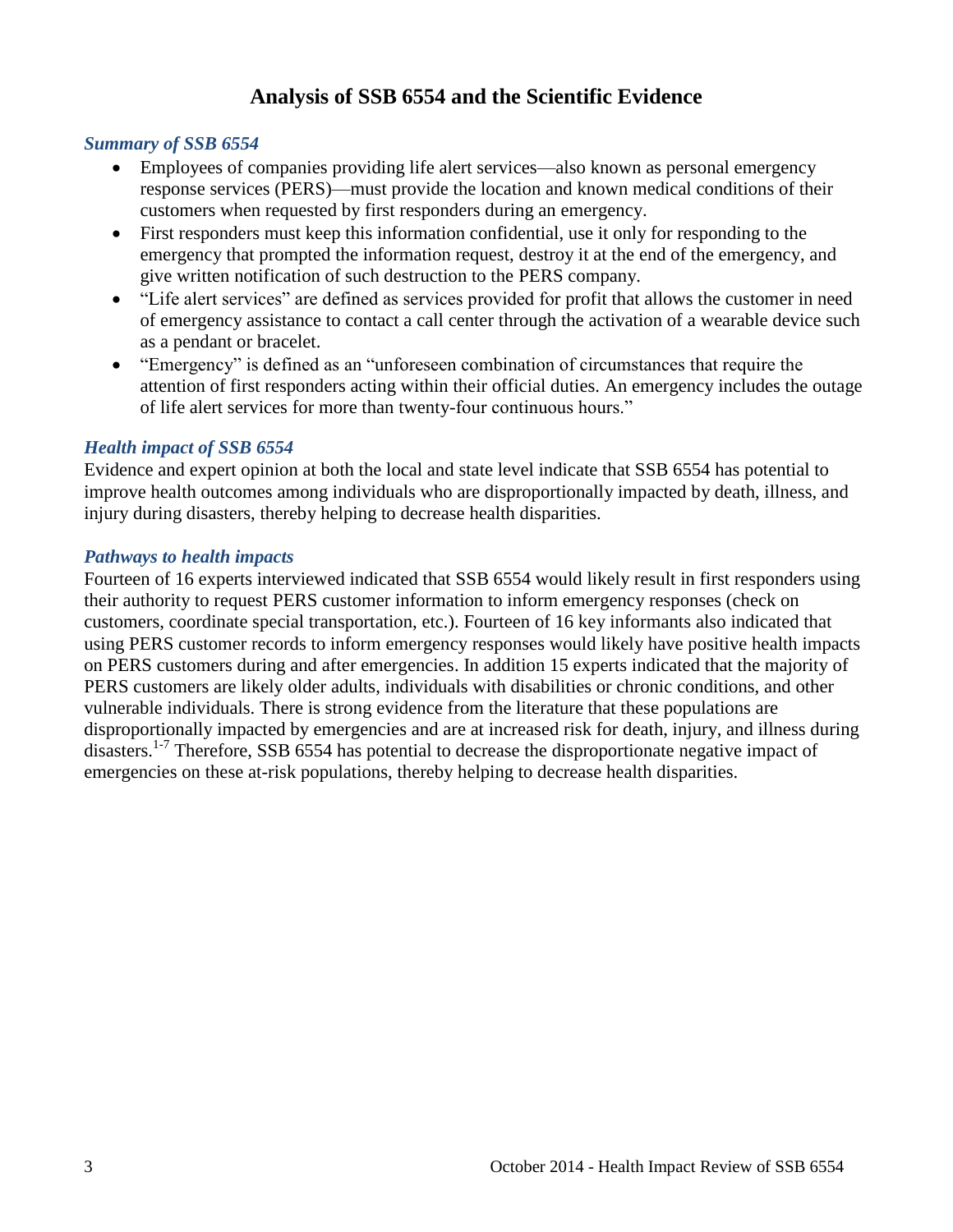# Analysis of SSB 6554 and the Scientific Evidence

### *Summary of SSB 6554*

- Employees of companies providing life alert services—also known as personal emergency response services (PERS)—must provide the location and known medical conditions of their customers when requested by first responders during an emergency.
- First responders must keep this information confidential, use it only for responding to the emergency that prompted the information request, destroy it at the end of the emergency, and give written notification of such destruction to the PERS company.
- "Life alert services" are defined as services provided for profit that allows the customer in need of emergency assistance to contact a call center through the activation of a wearable device such as a pendant or bracelet.
- "Emergency" is defined as an "unforeseen combination of circumstances that require the attention of first responders acting within their official duties. An emergency includes the outage of life alert services for more than twenty-four continuous hours."

### *Health impact of SSB 6554*

Evidence and expert opinion at both the local and state level indicate that SSB 6554 has potential to improve health outcomes among individuals who are disproportionally impacted by death, illness, and injury during disasters, thereby helping to decrease health disparities.

### *Pathways to health impacts*

Fourteen of 16 experts interviewed indicated that SSB 6554 would likely result in first responders using their authority to request PERS customer information to inform emergency responses (check on customers, coordinate special transportation, etc.). Fourteen of 16 key informants also indicated that using PERS customer records to inform emergency responses would likely have positive health impacts on PERS customers during and after emergencies. In addition 15 experts indicated that the majority of PERS customers are likely older adults, individuals with disabilities or chronic conditions, and other vulnerable individuals. There is strong evidence from the literature that these populations are disproportionally impacted by emergencies and are at increased risk for death, injury, and illness during disasters.[1-7] Therefore, SSB 6554 has potential to decrease the disproportionate negative impact of emergencies on these at-risk populations, thereby helping to decrease health disparities.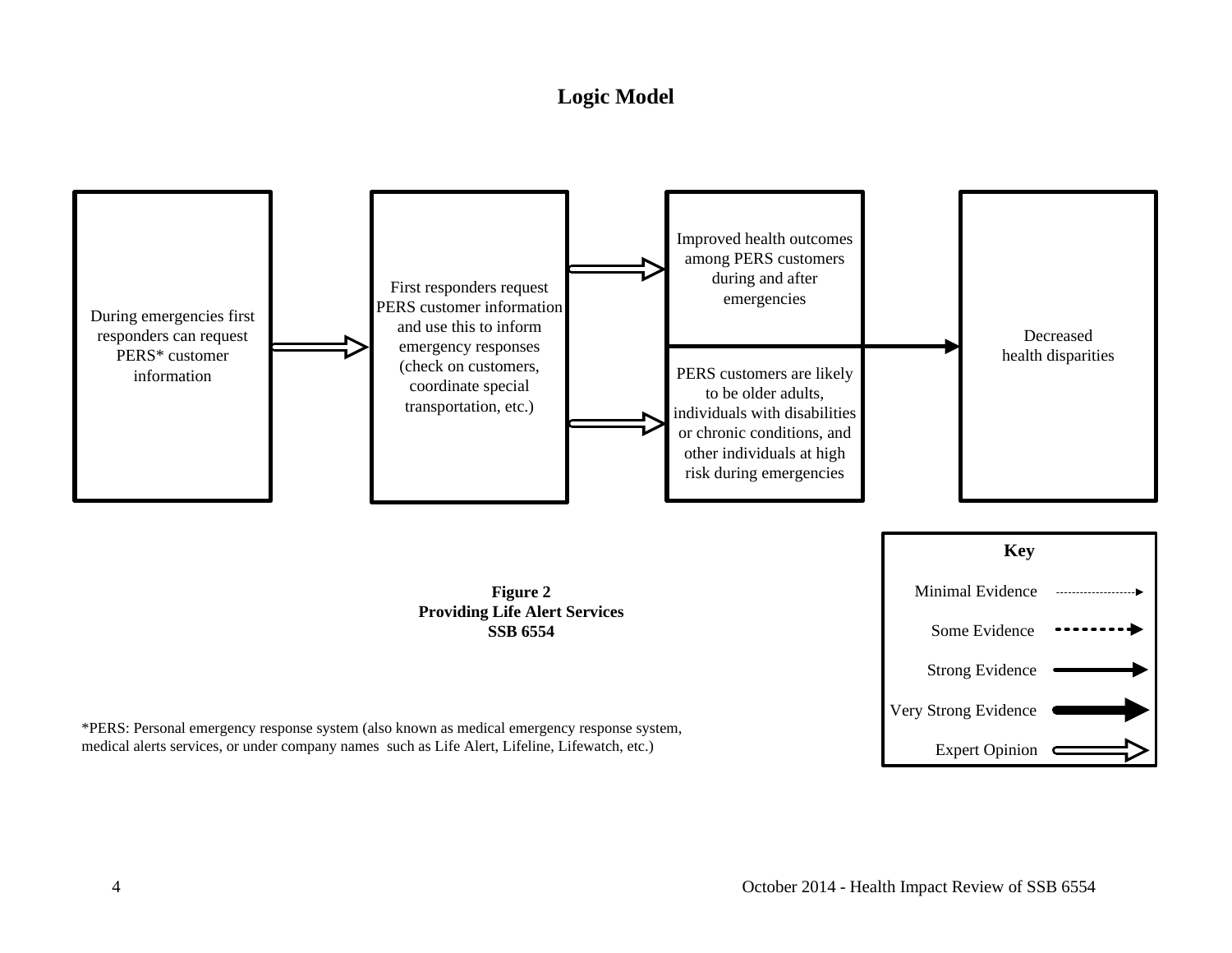# Logic Model

During emergencies first responders can request PERS* customer information

First responders request PERS customer information and use this to inform emergency responses (check on customers, coordinate special transportation, etc.)

Improved health outcomes among PERS customers during and after emergencies

PERS customers are likely to be older adults, individuals with disabilities or chronic conditions, and other individuals at high risk during emergencies

Decreased health disparities

Key

Minimal Evidence

Some Evidence

Strong Evidence

Very Strong Evidence

Expert Opinion

**Figure 2**
**Providing Life Alert Services**
**SSB 6554**

*PERS: Personal emergency response system (also known as medical emergency response system, medical alerts services, or under company names such as Life Alert, Lifeline, Lifewatch, etc.)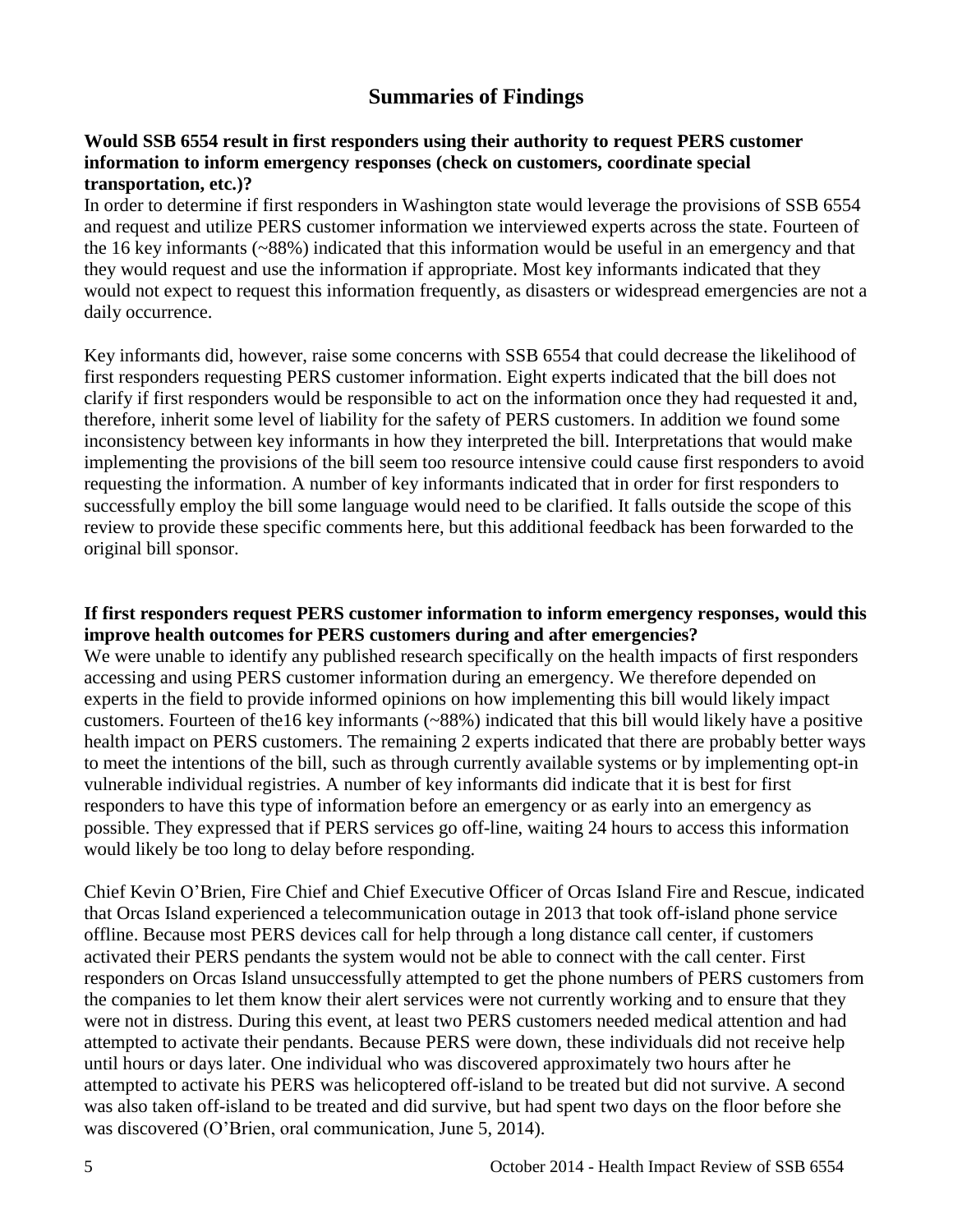## Summaries of Findings

**Would SSB 6554 result in first responders using their authority to request PERS customer information to inform emergency responses (check on customers, coordinate special transportation, etc.)?**

In order to determine if first responders in Washington state would leverage the provisions of SSB 6554 and request and utilize PERS customer information we interviewed experts across the state. Fourteen of the 16 key informants (~88%) indicated that this information would be useful in an emergency and that they would request and use the information if appropriate. Most key informants indicated that they would not expect to request this information frequently, as disasters or widespread emergencies are not a daily occurrence.

Key informants did, however, raise some concerns with SSB 6554 that could decrease the likelihood of first responders requesting PERS customer information. Eight experts indicated that the bill does not clarify if first responders would be responsible to act on the information once they had requested it and, therefore, inherit some level of liability for the safety of PERS customers. In addition we found some inconsistency between key informants in how they interpreted the bill. Interpretations that would make implementing the provisions of the bill seem too resource intensive could cause first responders to avoid requesting the information. A number of key informants indicated that in order for first responders to successfully employ the bill some language would need to be clarified. It falls outside the scope of this review to provide these specific comments here, but this additional feedback has been forwarded to the original bill sponsor.

**If first responders request PERS customer information to inform emergency responses, would this improve health outcomes for PERS customers during and after emergencies?**

We were unable to identify any published research specifically on the health impacts of first responders accessing and using PERS customer information during an emergency. We therefore depended on experts in the field to provide informed opinions on how implementing this bill would likely impact customers. Fourteen of the16 key informants (~88%) indicated that this bill would likely have a positive health impact on PERS customers. The remaining 2 experts indicated that there are probably better ways to meet the intentions of the bill, such as through currently available systems or by implementing opt-in vulnerable individual registries. A number of key informants did indicate that it is best for first responders to have this type of information before an emergency or as early into an emergency as possible. They expressed that if PERS services go off-line, waiting 24 hours to access this information would likely be too long to delay before responding.

Chief Kevin O'Brien, Fire Chief and Chief Executive Officer of Orcas Island Fire and Rescue, indicated that Orcas Island experienced a telecommunication outage in 2013 that took off-island phone service offline. Because most PERS devices call for help through a long distance call center, if customers activated their PERS pendants the system would not be able to connect with the call center. First responders on Orcas Island unsuccessfully attempted to get the phone numbers of PERS customers from the companies to let them know their alert services were not currently working and to ensure that they were not in distress. During this event, at least two PERS customers needed medical attention and had attempted to activate their pendants. Because PERS were down, these individuals did not receive help until hours or days later. One individual who was discovered approximately two hours after he attempted to activate his PERS was helicoptered off-island to be treated but did not survive. A second was also taken off-island to be treated and did survive, but had spent two days on the floor before she was discovered (O'Brien, oral communication, June 5, 2014).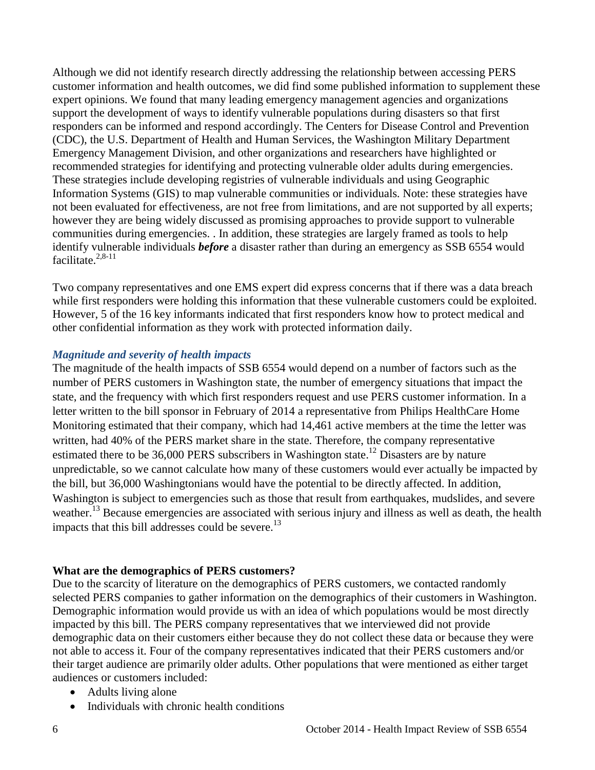Although we did not identify research directly addressing the relationship between accessing PERS customer information and health outcomes, we did find some published information to supplement these expert opinions. We found that many leading emergency management agencies and organizations support the development of ways to identify vulnerable populations during disasters so that first responders can be informed and respond accordingly. The Centers for Disease Control and Prevention (CDC), the U.S. Department of Health and Human Services, the Washington Military Department Emergency Management Division, and other organizations and researchers have highlighted or recommended strategies for identifying and protecting vulnerable older adults during emergencies. These strategies include developing registries of vulnerable individuals and using Geographic Information Systems (GIS) to map vulnerable communities or individuals. Note: these strategies have not been evaluated for effectiveness, are not free from limitations, and are not supported by all experts; however they are being widely discussed as promising approaches to provide support to vulnerable communities during emergencies. . In addition, these strategies are largely framed as tools to help identify vulnerable individuals ***before*** a disaster rather than during an emergency as SSB 6554 would facilitate.[2,8-11]

Two company representatives and one EMS expert did express concerns that if there was a data breach while first responders were holding this information that these vulnerable customers could be exploited. However, 5 of the 16 key informants indicated that first responders know how to protect medical and other confidential information as they work with protected information daily.

### *Magnitude and severity of health impacts*

The magnitude of the health impacts of SSB 6554 would depend on a number of factors such as the number of PERS customers in Washington state, the number of emergency situations that impact the state, and the frequency with which first responders request and use PERS customer information. In a letter written to the bill sponsor in February of 2014 a representative from Philips HealthCare Home Monitoring estimated that their company, which had 14,461 active members at the time the letter was written, had 40% of the PERS market share in the state. Therefore, the company representative estimated there to be 36,000 PERS subscribers in Washington state.[12] Disasters are by nature unpredictable, so we cannot calculate how many of these customers would ever actually be impacted by the bill, but 36,000 Washingtonians would have the potential to be directly affected. In addition, Washington is subject to emergencies such as those that result from earthquakes, mudslides, and severe weather.[13] Because emergencies are associated with serious injury and illness as well as death, the health impacts that this bill addresses could be severe.[13]

## What are the demographics of PERS customers?

Due to the scarcity of literature on the demographics of PERS customers, we contacted randomly selected PERS companies to gather information on the demographics of their customers in Washington. Demographic information would provide us with an idea of which populations would be most directly impacted by this bill. The PERS company representatives that we interviewed did not provide demographic data on their customers either because they do not collect these data or because they were not able to access it. Four of the company representatives indicated that their PERS customers and/or their target audience are primarily older adults. Other populations that were mentioned as either target audiences or customers included:

- Adults living alone
- Individuals with chronic health conditions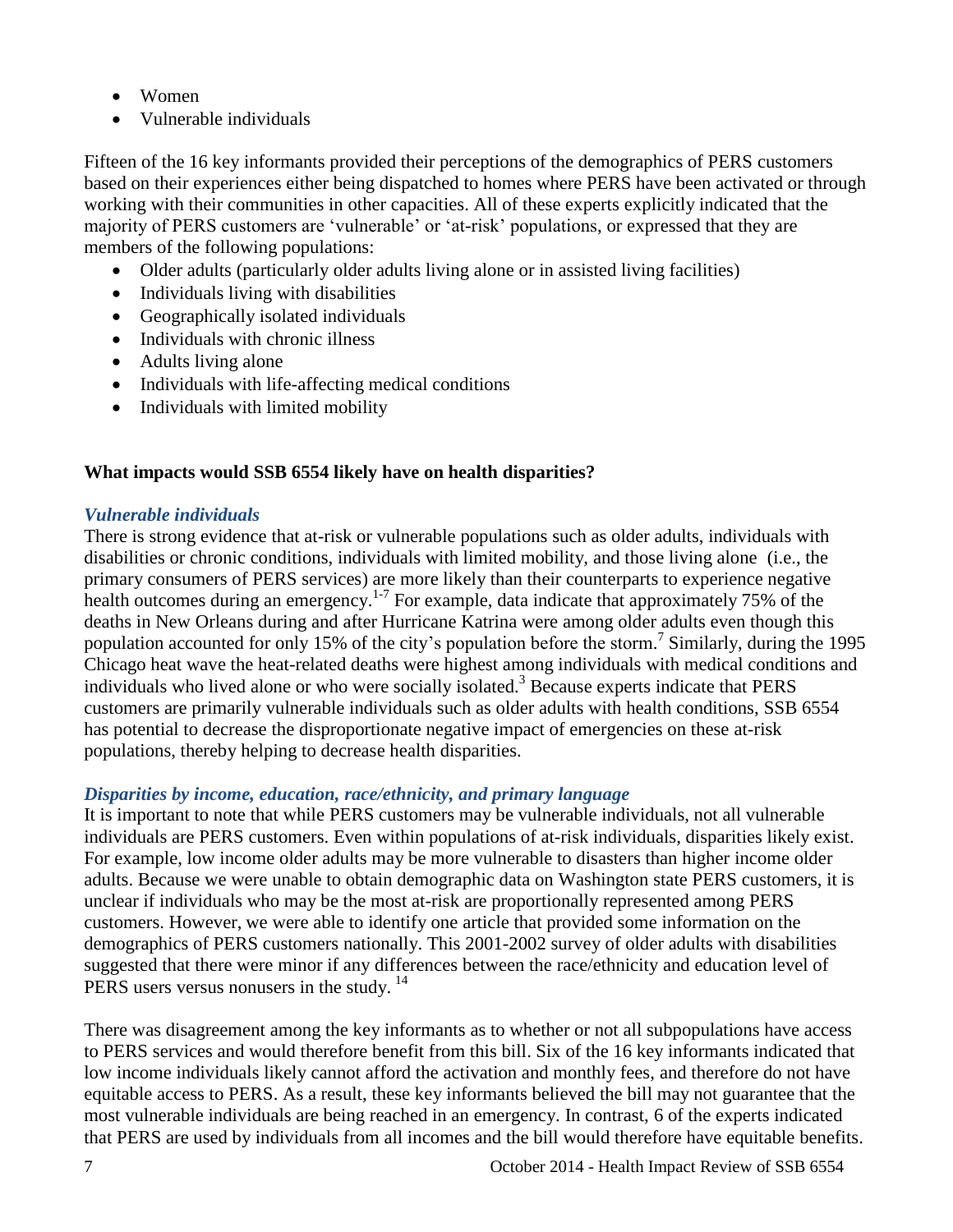- Women
- Vulnerable individuals

Fifteen of the 16 key informants provided their perceptions of the demographics of PERS customers based on their experiences either being dispatched to homes where PERS have been activated or through working with their communities in other capacities. All of these experts explicitly indicated that the majority of PERS customers are 'vulnerable' or 'at-risk' populations, or expressed that they are members of the following populations:

- Older adults (particularly older adults living alone or in assisted living facilities)
- Individuals living with disabilities
- Geographically isolated individuals
- Individuals with chronic illness
- Adults living alone
- Individuals with life-affecting medical conditions
- Individuals with limited mobility

**What impacts would SSB 6554 likely have on health disparities?**

***Vulnerable individuals***

There is strong evidence that at-risk or vulnerable populations such as older adults, individuals with disabilities or chronic conditions, individuals with limited mobility, and those living alone (i.e., the primary consumers of PERS services) are more likely than their counterparts to experience negative health outcomes during an emergency.[1-7] For example, data indicate that approximately 75% of the deaths in New Orleans during and after Hurricane Katrina were among older adults even though this population accounted for only 15% of the city's population before the storm.[7] Similarly, during the 1995 Chicago heat wave the heat-related deaths were highest among individuals with medical conditions and individuals who lived alone or who were socially isolated.[3] Because experts indicate that PERS customers are primarily vulnerable individuals such as older adults with health conditions, SSB 6554 has potential to decrease the disproportionate negative impact of emergencies on these at-risk populations, thereby helping to decrease health disparities.

***Disparities by income, education, race/ethnicity, and primary language***

It is important to note that while PERS customers may be vulnerable individuals, not all vulnerable individuals are PERS customers. Even within populations of at-risk individuals, disparities likely exist. For example, low income older adults may be more vulnerable to disasters than higher income older adults. Because we were unable to obtain demographic data on Washington state PERS customers, it is unclear if individuals who may be the most at-risk are proportionally represented among PERS customers. However, we were able to identify one article that provided some information on the demographics of PERS customers nationally. This 2001-2002 survey of older adults with disabilities suggested that there were minor if any differences between the race/ethnicity and education level of PERS users versus nonusers in the study.[14]

There was disagreement among the key informants as to whether or not all subpopulations have access to PERS services and would therefore benefit from this bill. Six of the 16 key informants indicated that low income individuals likely cannot afford the activation and monthly fees, and therefore do not have equitable access to PERS. As a result, these key informants believed the bill may not guarantee that the most vulnerable individuals are being reached in an emergency. In contrast, 6 of the experts indicated that PERS are used by individuals from all incomes and the bill would therefore have equitable benefits.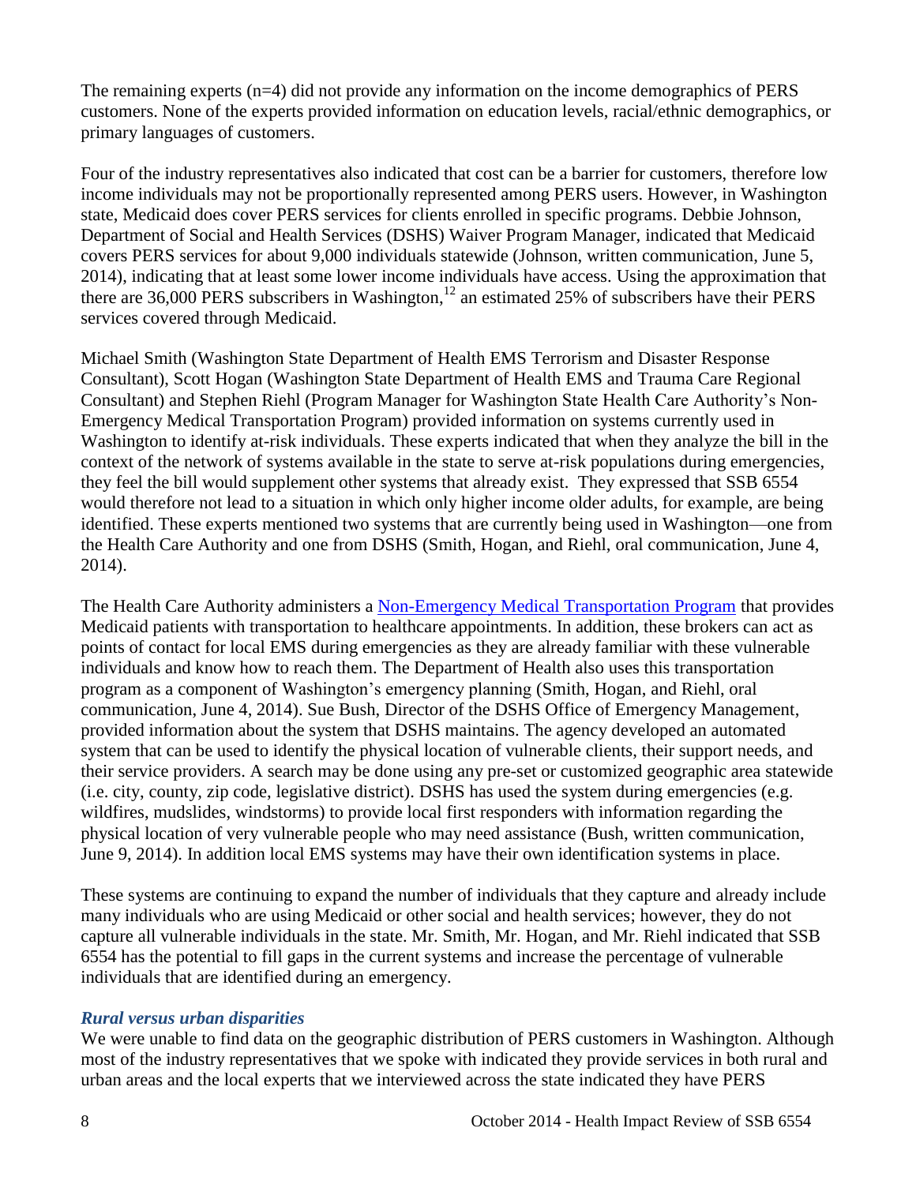The remaining experts (n=4) did not provide any information on the income demographics of PERS customers. None of the experts provided information on education levels, racial/ethnic demographics, or primary languages of customers.

Four of the industry representatives also indicated that cost can be a barrier for customers, therefore low income individuals may not be proportionally represented among PERS users. However, in Washington state, Medicaid does cover PERS services for clients enrolled in specific programs. Debbie Johnson, Department of Social and Health Services (DSHS) Waiver Program Manager, indicated that Medicaid covers PERS services for about 9,000 individuals statewide (Johnson, written communication, June 5, 2014), indicating that at least some lower income individuals have access. Using the approximation that there are 36,000 PERS subscribers in Washington,[12] an estimated 25% of subscribers have their PERS services covered through Medicaid.

Michael Smith (Washington State Department of Health EMS Terrorism and Disaster Response Consultant), Scott Hogan (Washington State Department of Health EMS and Trauma Care Regional Consultant) and Stephen Riehl (Program Manager for Washington State Health Care Authority's Non-Emergency Medical Transportation Program) provided information on systems currently used in Washington to identify at-risk individuals. These experts indicated that when they analyze the bill in the context of the network of systems available in the state to serve at-risk populations during emergencies, they feel the bill would supplement other systems that already exist. They expressed that SSB 6554 would therefore not lead to a situation in which only higher income older adults, for example, are being identified. These experts mentioned two systems that are currently being used in Washington—one from the Health Care Authority and one from DSHS (Smith, Hogan, and Riehl, oral communication, June 4, 2014).

The Health Care Authority administers a [Non-Emergency Medical Transportation Program] that provides Medicaid patients with transportation to healthcare appointments. In addition, these brokers can act as points of contact for local EMS during emergencies as they are already familiar with these vulnerable individuals and know how to reach them. The Department of Health also uses this transportation program as a component of Washington's emergency planning (Smith, Hogan, and Riehl, oral communication, June 4, 2014). Sue Bush, Director of the DSHS Office of Emergency Management, provided information about the system that DSHS maintains. The agency developed an automated system that can be used to identify the physical location of vulnerable clients, their support needs, and their service providers. A search may be done using any pre-set or customized geographic area statewide (i.e. city, county, zip code, legislative district). DSHS has used the system during emergencies (e.g. wildfires, mudslides, windstorms) to provide local first responders with information regarding the physical location of very vulnerable people who may need assistance (Bush, written communication, June 9, 2014). In addition local EMS systems may have their own identification systems in place.

These systems are continuing to expand the number of individuals that they capture and already include many individuals who are using Medicaid or other social and health services; however, they do not capture all vulnerable individuals in the state. Mr. Smith, Mr. Hogan, and Mr. Riehl indicated that SSB 6554 has the potential to fill gaps in the current systems and increase the percentage of vulnerable individuals that are identified during an emergency.

### *Rural versus urban disparities*

We were unable to find data on the geographic distribution of PERS customers in Washington. Although most of the industry representatives that we spoke with indicated they provide services in both rural and urban areas and the local experts that we interviewed across the state indicated they have PERS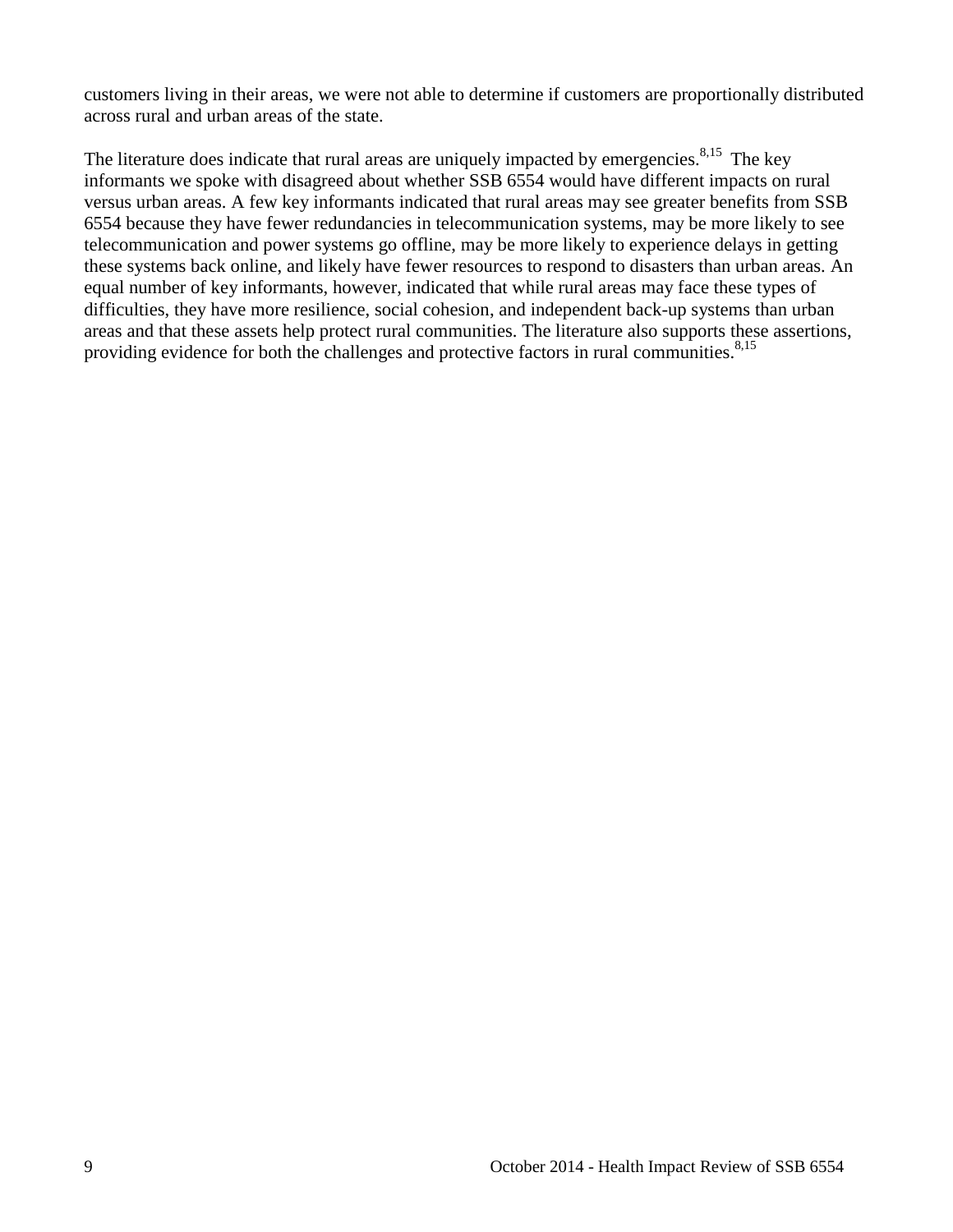customers living in their areas, we were not able to determine if customers are proportionally distributed across rural and urban areas of the state.

The literature does indicate that rural areas are uniquely impacted by emergencies.[8,15] The key informants we spoke with disagreed about whether SSB 6554 would have different impacts on rural versus urban areas. A few key informants indicated that rural areas may see greater benefits from SSB 6554 because they have fewer redundancies in telecommunication systems, may be more likely to see telecommunication and power systems go offline, may be more likely to experience delays in getting these systems back online, and likely have fewer resources to respond to disasters than urban areas. An equal number of key informants, however, indicated that while rural areas may face these types of difficulties, they have more resilience, social cohesion, and independent back-up systems than urban areas and that these assets help protect rural communities. The literature also supports these assertions, providing evidence for both the challenges and protective factors in rural communities.[8,15]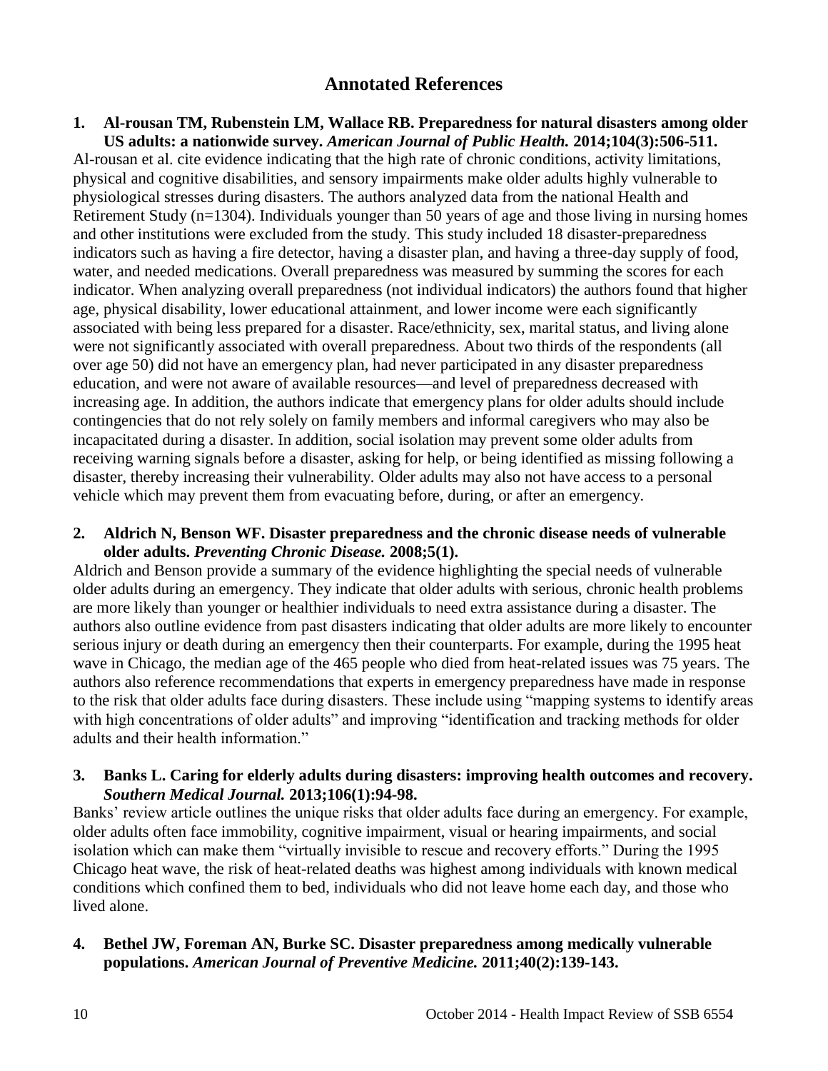## Annotated References

**1. Al-rousan TM, Rubenstein LM, Wallace RB. Preparedness for natural disasters among older US adults: a nationwide survey.** ***American Journal of Public Health.*** **2014;104(3):506-511.**

Al-rousan et al. cite evidence indicating that the high rate of chronic conditions, activity limitations, physical and cognitive disabilities, and sensory impairments make older adults highly vulnerable to physiological stresses during disasters. The authors analyzed data from the national Health and Retirement Study (n=1304). Individuals younger than 50 years of age and those living in nursing homes and other institutions were excluded from the study. This study included 18 disaster-preparedness indicators such as having a fire detector, having a disaster plan, and having a three-day supply of food, water, and needed medications. Overall preparedness was measured by summing the scores for each indicator. When analyzing overall preparedness (not individual indicators) the authors found that higher age, physical disability, lower educational attainment, and lower income were each significantly associated with being less prepared for a disaster. Race/ethnicity, sex, marital status, and living alone were not significantly associated with overall preparedness. About two thirds of the respondents (all over age 50) did not have an emergency plan, had never participated in any disaster preparedness education, and were not aware of available resources—and level of preparedness decreased with increasing age. In addition, the authors indicate that emergency plans for older adults should include contingencies that do not rely solely on family members and informal caregivers who may also be incapacitated during a disaster. In addition, social isolation may prevent some older adults from receiving warning signals before a disaster, asking for help, or being identified as missing following a disaster, thereby increasing their vulnerability. Older adults may also not have access to a personal vehicle which may prevent them from evacuating before, during, or after an emergency.

**2. Aldrich N, Benson WF. Disaster preparedness and the chronic disease needs of vulnerable older adults.** ***Preventing Chronic Disease.*** **2008;5(1).**

Aldrich and Benson provide a summary of the evidence highlighting the special needs of vulnerable older adults during an emergency. They indicate that older adults with serious, chronic health problems are more likely than younger or healthier individuals to need extra assistance during a disaster. The authors also outline evidence from past disasters indicating that older adults are more likely to encounter serious injury or death during an emergency then their counterparts. For example, during the 1995 heat wave in Chicago, the median age of the 465 people who died from heat-related issues was 75 years. The authors also reference recommendations that experts in emergency preparedness have made in response to the risk that older adults face during disasters. These include using "mapping systems to identify areas with high concentrations of older adults" and improving "identification and tracking methods for older adults and their health information."

**3. Banks L. Caring for elderly adults during disasters: improving health outcomes and recovery.** ***Southern Medical Journal.*** **2013;106(1):94-98.**

Banks' review article outlines the unique risks that older adults face during an emergency. For example, older adults often face immobility, cognitive impairment, visual or hearing impairments, and social isolation which can make them "virtually invisible to rescue and recovery efforts." During the 1995 Chicago heat wave, the risk of heat-related deaths was highest among individuals with known medical conditions which confined them to bed, individuals who did not leave home each day, and those who lived alone.

**4. Bethel JW, Foreman AN, Burke SC. Disaster preparedness among medically vulnerable populations.** ***American Journal of Preventive Medicine.*** **2011;40(2):139-143.**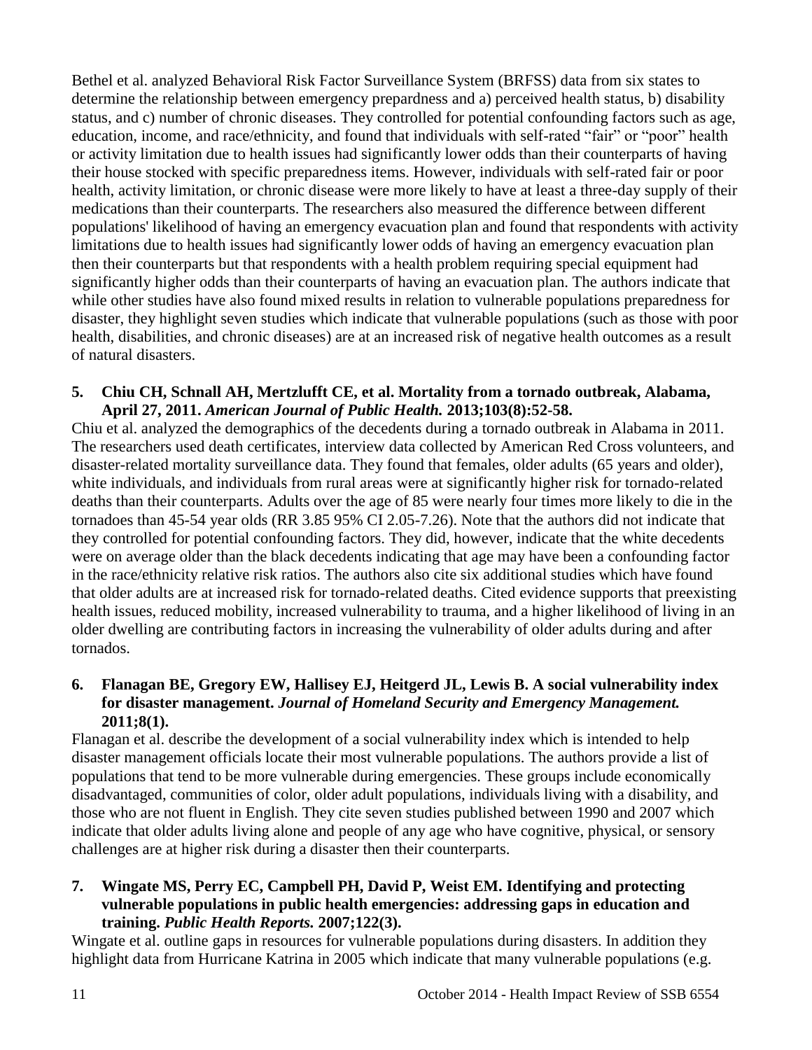Bethel et al. analyzed Behavioral Risk Factor Surveillance System (BRFSS) data from six states to determine the relationship between emergency prepardness and a) perceived health status, b) disability status, and c) number of chronic diseases. They controlled for potential confounding factors such as age, education, income, and race/ethnicity, and found that individuals with self-rated "fair" or "poor" health or activity limitation due to health issues had significantly lower odds than their counterparts of having their house stocked with specific preparedness items. However, individuals with self-rated fair or poor health, activity limitation, or chronic disease were more likely to have at least a three-day supply of their medications than their counterparts. The researchers also measured the difference between different populations' likelihood of having an emergency evacuation plan and found that respondents with activity limitations due to health issues had significantly lower odds of having an emergency evacuation plan then their counterparts but that respondents with a health problem requiring special equipment had significantly higher odds than their counterparts of having an evacuation plan. The authors indicate that while other studies have also found mixed results in relation to vulnerable populations preparedness for disaster, they highlight seven studies which indicate that vulnerable populations (such as those with poor health, disabilities, and chronic diseases) are at an increased risk of negative health outcomes as a result of natural disasters.

5. **Chiu CH, Schnall AH, Mertzlufft CE, et al. Mortality from a tornado outbreak, Alabama, April 27, 2011. *American Journal of Public Health.* 2013;103(8):52-58.**

Chiu et al. analyzed the demographics of the decedents during a tornado outbreak in Alabama in 2011. The researchers used death certificates, interview data collected by American Red Cross volunteers, and disaster-related mortality surveillance data. They found that females, older adults (65 years and older), white individuals, and individuals from rural areas were at significantly higher risk for tornado-related deaths than their counterparts. Adults over the age of 85 were nearly four times more likely to die in the tornadoes than 45-54 year olds (RR 3.85 95% CI 2.05-7.26). Note that the authors did not indicate that they controlled for potential confounding factors. They did, however, indicate that the white decedents were on average older than the black decedents indicating that age may have been a confounding factor in the race/ethnicity relative risk ratios. The authors also cite six additional studies which have found that older adults are at increased risk for tornado-related deaths. Cited evidence supports that preexisting health issues, reduced mobility, increased vulnerability to trauma, and a higher likelihood of living in an older dwelling are contributing factors in increasing the vulnerability of older adults during and after tornados.

6. **Flanagan BE, Gregory EW, Hallisey EJ, Heitgerd JL, Lewis B. A social vulnerability index for disaster management. *Journal of Homeland Security and Emergency Management.* 2011;8(1).**

Flanagan et al. describe the development of a social vulnerability index which is intended to help disaster management officials locate their most vulnerable populations. The authors provide a list of populations that tend to be more vulnerable during emergencies. These groups include economically disadvantaged, communities of color, older adult populations, individuals living with a disability, and those who are not fluent in English. They cite seven studies published between 1990 and 2007 which indicate that older adults living alone and people of any age who have cognitive, physical, or sensory challenges are at higher risk during a disaster then their counterparts.

7. **Wingate MS, Perry EC, Campbell PH, David P, Weist EM. Identifying and protecting vulnerable populations in public health emergencies: addressing gaps in education and training. *Public Health Reports.* 2007;122(3).**

Wingate et al. outline gaps in resources for vulnerable populations during disasters. In addition they highlight data from Hurricane Katrina in 2005 which indicate that many vulnerable populations (e.g.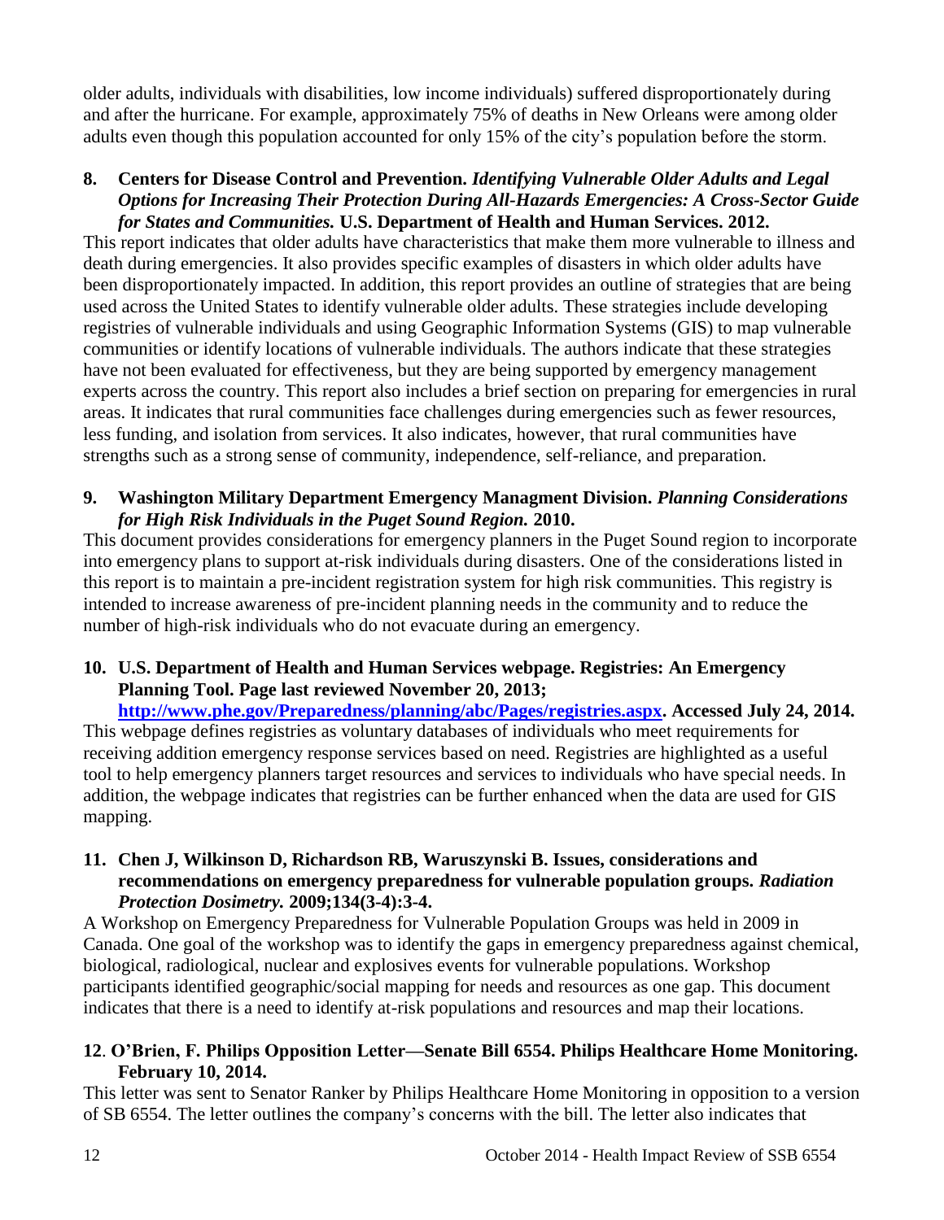older adults, individuals with disabilities, low income individuals) suffered disproportionately during and after the hurricane. For example, approximately 75% of deaths in New Orleans were among older adults even though this population accounted for only 15% of the city's population before the storm.

**8. Centers for Disease Control and Prevention. *Identifying Vulnerable Older Adults and Legal Options for Increasing Their Protection During All-Hazards Emergencies: A Cross-Sector Guide for States and Communities.* U.S. Department of Health and Human Services. 2012.**

This report indicates that older adults have characteristics that make them more vulnerable to illness and death during emergencies. It also provides specific examples of disasters in which older adults have been disproportionately impacted. In addition, this report provides an outline of strategies that are being used across the United States to identify vulnerable older adults. These strategies include developing registries of vulnerable individuals and using Geographic Information Systems (GIS) to map vulnerable communities or identify locations of vulnerable individuals. The authors indicate that these strategies have not been evaluated for effectiveness, but they are being supported by emergency management experts across the country. This report also includes a brief section on preparing for emergencies in rural areas. It indicates that rural communities face challenges during emergencies such as fewer resources, less funding, and isolation from services. It also indicates, however, that rural communities have strengths such as a strong sense of community, independence, self-reliance, and preparation.

**9. Washington Military Department Emergency Managment Division. *Planning Considerations for High Risk Individuals in the Puget Sound Region.* 2010.**

This document provides considerations for emergency planners in the Puget Sound region to incorporate into emergency plans to support at-risk individuals during disasters. One of the considerations listed in this report is to maintain a pre-incident registration system for high risk communities. This registry is intended to increase awareness of pre-incident planning needs in the community and to reduce the number of high-risk individuals who do not evacuate during an emergency.

**10. U.S. Department of Health and Human Services webpage. Registries: An Emergency Planning Tool. Page last reviewed November 20, 2013; http://www.phe.gov/Preparedness/planning/abc/Pages/registries.aspx. Accessed July 24, 2014.**

This webpage defines registries as voluntary databases of individuals who meet requirements for receiving addition emergency response services based on need. Registries are highlighted as a useful tool to help emergency planners target resources and services to individuals who have special needs. In addition, the webpage indicates that registries can be further enhanced when the data are used for GIS mapping.

**11. Chen J, Wilkinson D, Richardson RB, Waruszynski B. Issues, considerations and recommendations on emergency preparedness for vulnerable population groups. *Radiation Protection Dosimetry.* 2009;134(3-4):3-4.**

A Workshop on Emergency Preparedness for Vulnerable Population Groups was held in 2009 in Canada. One goal of the workshop was to identify the gaps in emergency preparedness against chemical, biological, radiological, nuclear and explosives events for vulnerable populations. Workshop participants identified geographic/social mapping for needs and resources as one gap. This document indicates that there is a need to identify at-risk populations and resources and map their locations.

**12. O'Brien, F. Philips Opposition Letter—Senate Bill 6554. Philips Healthcare Home Monitoring. February 10, 2014.**

This letter was sent to Senator Ranker by Philips Healthcare Home Monitoring in opposition to a version of SB 6554. The letter outlines the company's concerns with the bill. The letter also indicates that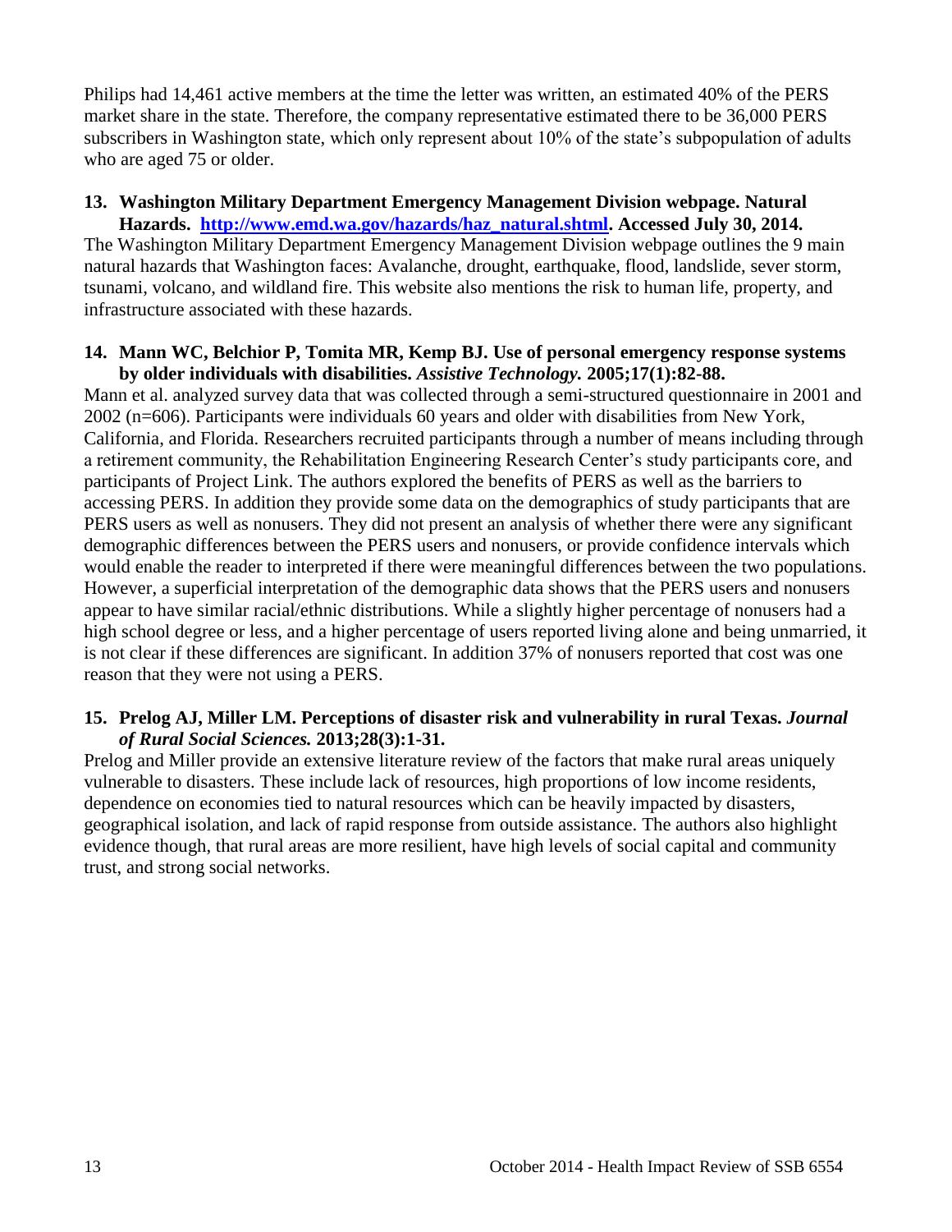Philips had 14,461 active members at the time the letter was written, an estimated 40% of the PERS market share in the state. Therefore, the company representative estimated there to be 36,000 PERS subscribers in Washington state, which only represent about 10% of the state's subpopulation of adults who are aged 75 or older.

**13. Washington Military Department Emergency Management Division webpage. Natural Hazards. [http://www.emd.wa.gov/hazards/haz_natural.shtml](http://www.emd.wa.gov/hazards/haz_natural.shtml). Accessed July 30, 2014.**

The Washington Military Department Emergency Management Division webpage outlines the 9 main natural hazards that Washington faces: Avalanche, drought, earthquake, flood, landslide, sever storm, tsunami, volcano, and wildland fire. This website also mentions the risk to human life, property, and infrastructure associated with these hazards.

**14. Mann WC, Belchior P, Tomita MR, Kemp BJ. Use of personal emergency response systems by older individuals with disabilities. *Assistive Technology.* 2005;17(1):82-88.**

Mann et al. analyzed survey data that was collected through a semi-structured questionnaire in 2001 and 2002 (n=606). Participants were individuals 60 years and older with disabilities from New York, California, and Florida. Researchers recruited participants through a number of means including through a retirement community, the Rehabilitation Engineering Research Center's study participants core, and participants of Project Link. The authors explored the benefits of PERS as well as the barriers to accessing PERS. In addition they provide some data on the demographics of study participants that are PERS users as well as nonusers. They did not present an analysis of whether there were any significant demographic differences between the PERS users and nonusers, or provide confidence intervals which would enable the reader to interpreted if there were meaningful differences between the two populations. However, a superficial interpretation of the demographic data shows that the PERS users and nonusers appear to have similar racial/ethnic distributions. While a slightly higher percentage of nonusers had a high school degree or less, and a higher percentage of users reported living alone and being unmarried, it is not clear if these differences are significant. In addition 37% of nonusers reported that cost was one reason that they were not using a PERS.

**15. Prelog AJ, Miller LM. Perceptions of disaster risk and vulnerability in rural Texas. *Journal of Rural Social Sciences.* 2013;28(3):1-31.**

Prelog and Miller provide an extensive literature review of the factors that make rural areas uniquely vulnerable to disasters. These include lack of resources, high proportions of low income residents, dependence on economies tied to natural resources which can be heavily impacted by disasters, geographical isolation, and lack of rapid response from outside assistance. The authors also highlight evidence though, that rural areas are more resilient, have high levels of social capital and community trust, and strong social networks.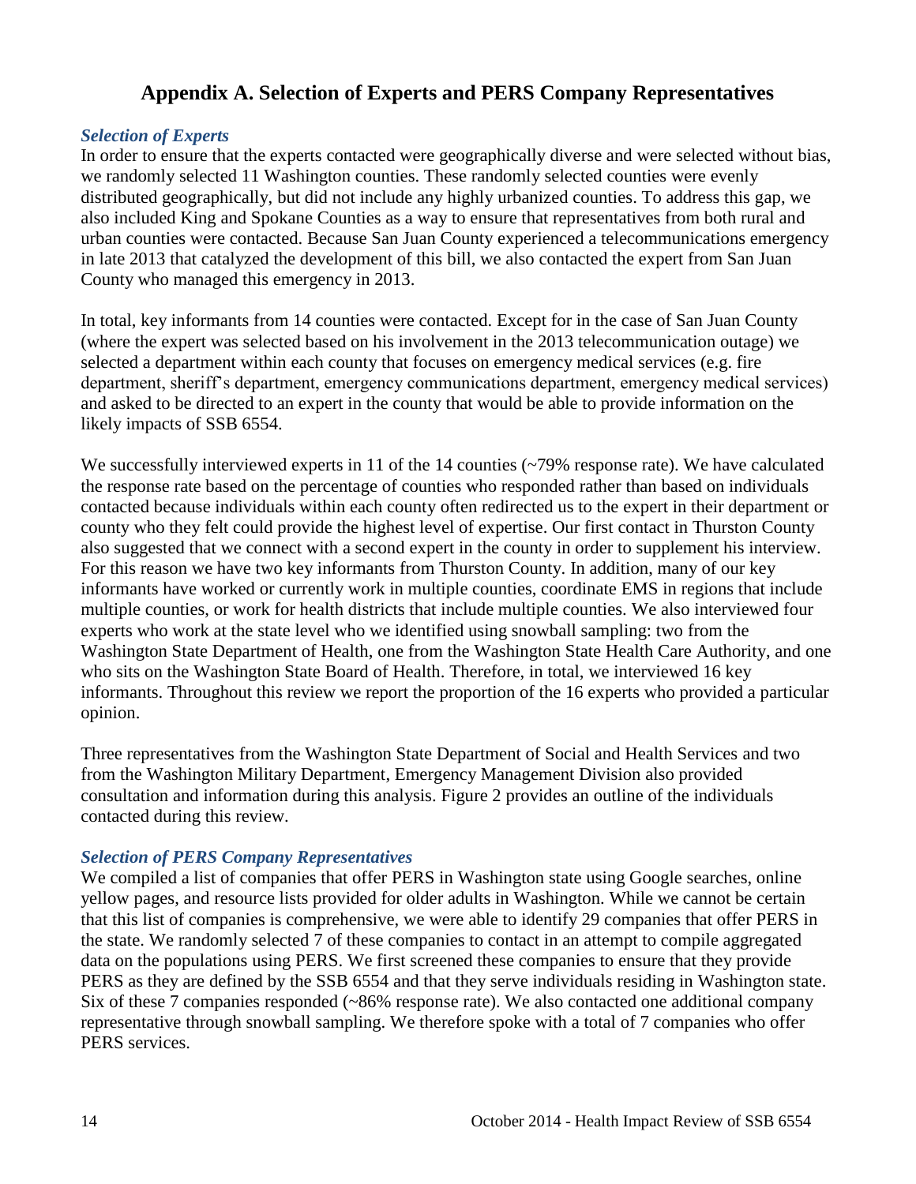# Appendix A. Selection of Experts and PERS Company Representatives

### *Selection of Experts*

In order to ensure that the experts contacted were geographically diverse and were selected without bias, we randomly selected 11 Washington counties. These randomly selected counties were evenly distributed geographically, but did not include any highly urbanized counties. To address this gap, we also included King and Spokane Counties as a way to ensure that representatives from both rural and urban counties were contacted. Because San Juan County experienced a telecommunications emergency in late 2013 that catalyzed the development of this bill, we also contacted the expert from San Juan County who managed this emergency in 2013.

In total, key informants from 14 counties were contacted. Except for in the case of San Juan County (where the expert was selected based on his involvement in the 2013 telecommunication outage) we selected a department within each county that focuses on emergency medical services (e.g. fire department, sheriff's department, emergency communications department, emergency medical services) and asked to be directed to an expert in the county that would be able to provide information on the likely impacts of SSB 6554.

We successfully interviewed experts in 11 of the 14 counties (~79% response rate). We have calculated the response rate based on the percentage of counties who responded rather than based on individuals contacted because individuals within each county often redirected us to the expert in their department or county who they felt could provide the highest level of expertise. Our first contact in Thurston County also suggested that we connect with a second expert in the county in order to supplement his interview. For this reason we have two key informants from Thurston County. In addition, many of our key informants have worked or currently work in multiple counties, coordinate EMS in regions that include multiple counties, or work for health districts that include multiple counties. We also interviewed four experts who work at the state level who we identified using snowball sampling: two from the Washington State Department of Health, one from the Washington State Health Care Authority, and one who sits on the Washington State Board of Health. Therefore, in total, we interviewed 16 key informants. Throughout this review we report the proportion of the 16 experts who provided a particular opinion.

Three representatives from the Washington State Department of Social and Health Services and two from the Washington Military Department, Emergency Management Division also provided consultation and information during this analysis. Figure 2 provides an outline of the individuals contacted during this review.

### *Selection of PERS Company Representatives*

We compiled a list of companies that offer PERS in Washington state using Google searches, online yellow pages, and resource lists provided for older adults in Washington. While we cannot be certain that this list of companies is comprehensive, we were able to identify 29 companies that offer PERS in the state. We randomly selected 7 of these companies to contact in an attempt to compile aggregated data on the populations using PERS. We first screened these companies to ensure that they provide PERS as they are defined by the SSB 6554 and that they serve individuals residing in Washington state. Six of these 7 companies responded (~86% response rate). We also contacted one additional company representative through snowball sampling. We therefore spoke with a total of 7 companies who offer PERS services.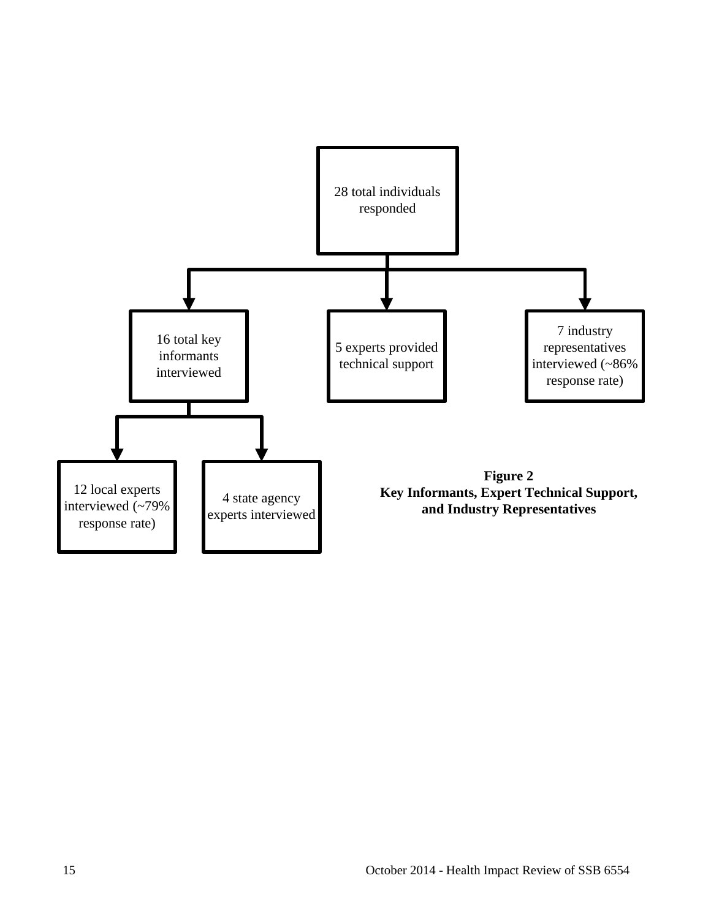28 total individuals responded

16 total key informants interviewed

5 experts provided technical support

7 industry representatives interviewed (~86% response rate)

12 local experts interviewed (~79% response rate)

4 state agency experts interviewed

**Figure 2**
**Key Informants, Expert Technical Support, and Industry Representatives**